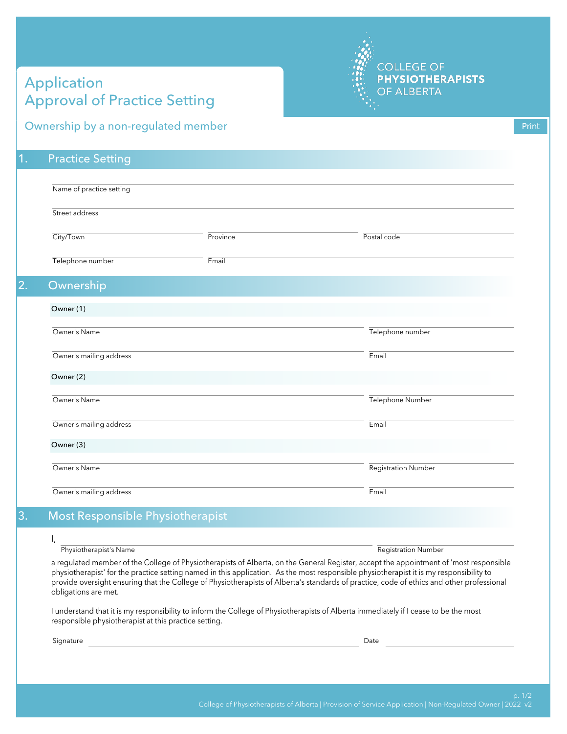# Application Approval of Practice Setting

COLLEGE OF **PHYSIOTHERAPISTS** OF ALBERTA

## Ownership by a non-regulated member

Print

## 1. Practice Setting

Name of practice setting

Street address

City/Town | Province | Postal code

Telephone number | Email

## 2. Ownership

**Owner (1)**

Owner's Name | Telephone number

Owner's mailing address | Email

**Owner (2)**

Owner's Name | Telephone Number

Owner's mailing address | Email

**Owner (3)**

Owner's Name | Registration Number

Owner's mailing address | Email

## 3. Most Responsible Physiotherapist

I, ______________________ Physiotherapist's Name | Registration Number

a regulated member of the College of Physiotherapists of Alberta, on the General Register, accept the appointment of 'most responsible physiotherapist' for the practice setting named in this application. As the most responsible physiotherapist it is my responsibility to provide oversight ensuring that the College of Physiotherapists of Alberta's standards of practice, code of ethics and other professional obligations are met.

I understand that it is my responsibility to inform the College of Physiotherapists of Alberta immediately if I cease to be the most responsible physiotherapist at this practice setting.

Signature ______________________ Date ______________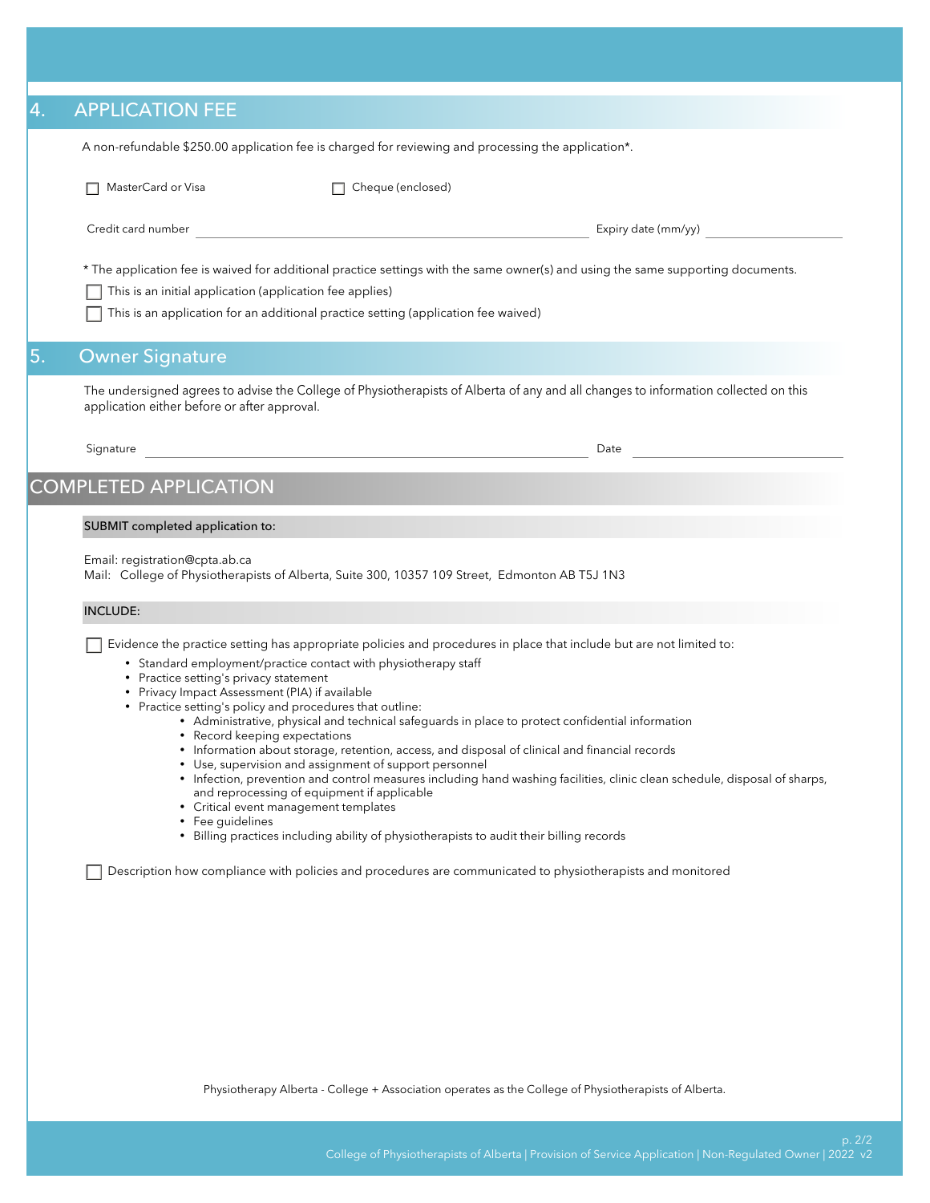## 4. APPLICATION FEE

A non-refundable $250.00 application fee is charged for reviewing and processing the application*.

☐ MasterCard or Visa ☐ Cheque (enclosed)

Credit card number ______________________ Expiry date (mm/yy) __________

* The application fee is waived for additional practice settings with the same owner(s) and using the same supporting documents.

☐ This is an initial application (application fee applies)

☐ This is an application for an additional practice setting (application fee waived)

## 5. Owner Signature

The undersigned agrees to advise the College of Physiotherapists of Alberta of any and all changes to information collected on this application either before or after approval.

Signature ______________________ Date __________

## COMPLETED APPLICATION

**SUBMIT completed application to:**

Email: registration@cpta.ab.ca
Mail: College of Physiotherapists of Alberta, Suite 300, 10357 109 Street, Edmonton AB T5J 1N3

**INCLUDE:**

☐ Evidence the practice setting has appropriate policies and procedures in place that include but are not limited to:

- Standard employment/practice contact with physiotherapy staff
- Practice setting's privacy statement
- Privacy Impact Assessment (PIA) if available
- Practice setting's policy and procedures that outline:
  - Administrative, physical and technical safeguards in place to protect confidential information
  - Record keeping expectations
  - Information about storage, retention, access, and disposal of clinical and financial records
  - Use, supervision and assignment of support personnel
  - Infection, prevention and control measures including hand washing facilities, clinic clean schedule, disposal of sharps, and reprocessing of equipment if applicable
  - Critical event management templates
  - Fee guidelines
  - Billing practices including ability of physiotherapists to audit their billing records

☐ Description how compliance with policies and procedures are communicated to physiotherapists and monitored

Physiotherapy Alberta - College + Association operates as the College of Physiotherapists of Alberta.